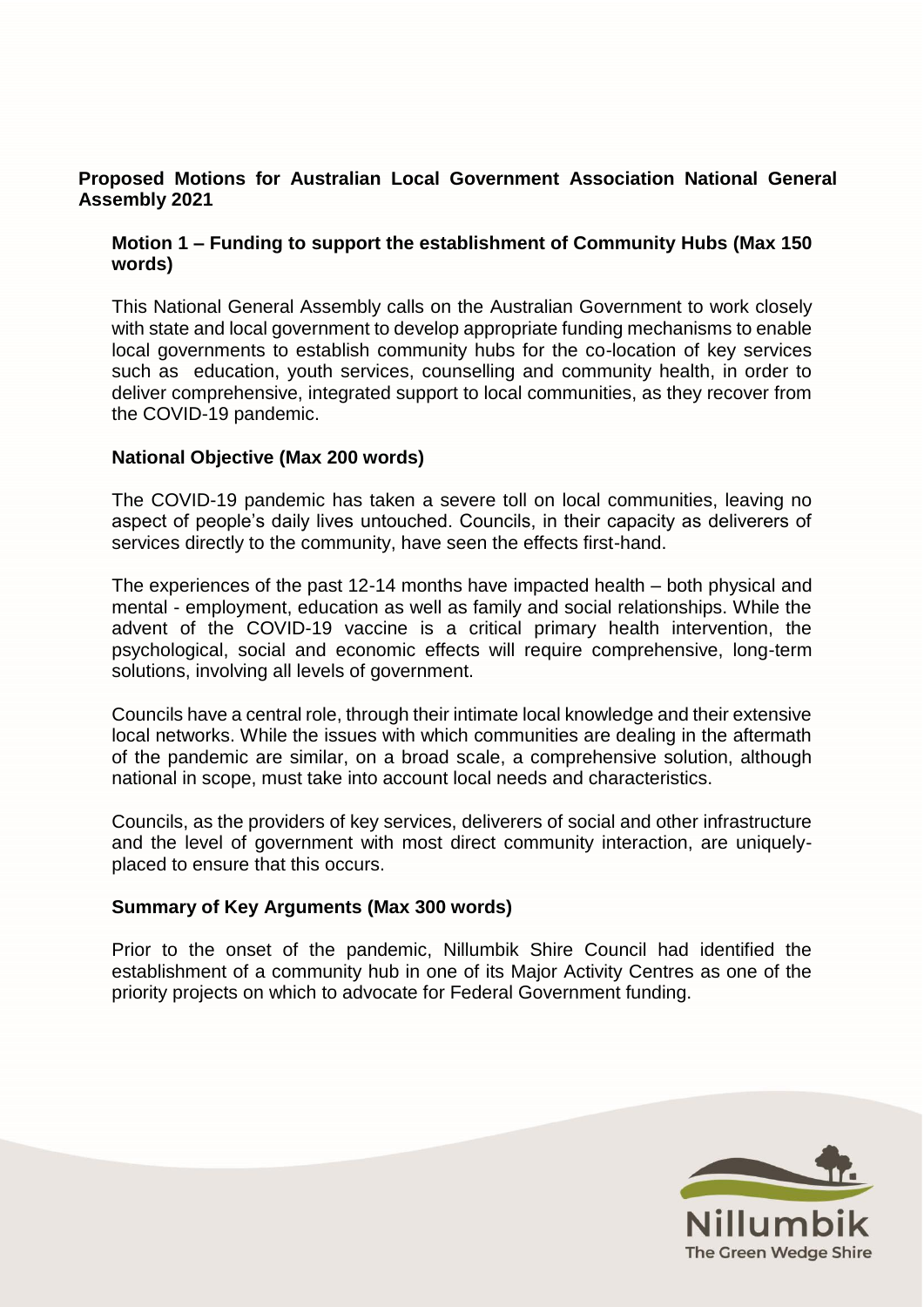**Proposed Motions for Australian Local Government Association National General Assembly 2021**

**Motion 1 – Funding to support the establishment of Community Hubs (Max 150 words)**

This National General Assembly calls on the Australian Government to work closely with state and local government to develop appropriate funding mechanisms to enable local governments to establish community hubs for the co-location of key services such as education, youth services, counselling and community health, in order to deliver comprehensive, integrated support to local communities, as they recover from the COVID-19 pandemic.

**National Objective (Max 200 words)**

The COVID-19 pandemic has taken a severe toll on local communities, leaving no aspect of people's daily lives untouched. Councils, in their capacity as deliverers of services directly to the community, have seen the effects first-hand.

The experiences of the past 12-14 months have impacted health – both physical and mental - employment, education as well as family and social relationships. While the advent of the COVID-19 vaccine is a critical primary health intervention, the psychological, social and economic effects will require comprehensive, long-term solutions, involving all levels of government.

Councils have a central role, through their intimate local knowledge and their extensive local networks. While the issues with which communities are dealing in the aftermath of the pandemic are similar, on a broad scale, a comprehensive solution, although national in scope, must take into account local needs and characteristics.

Councils, as the providers of key services, deliverers of social and other infrastructure and the level of government with most direct community interaction, are uniquely-placed to ensure that this occurs.

**Summary of Key Arguments (Max 300 words)**

Prior to the onset of the pandemic, Nillumbik Shire Council had identified the establishment of a community hub in one of its Major Activity Centres as one of the priority projects on which to advocate for Federal Government funding.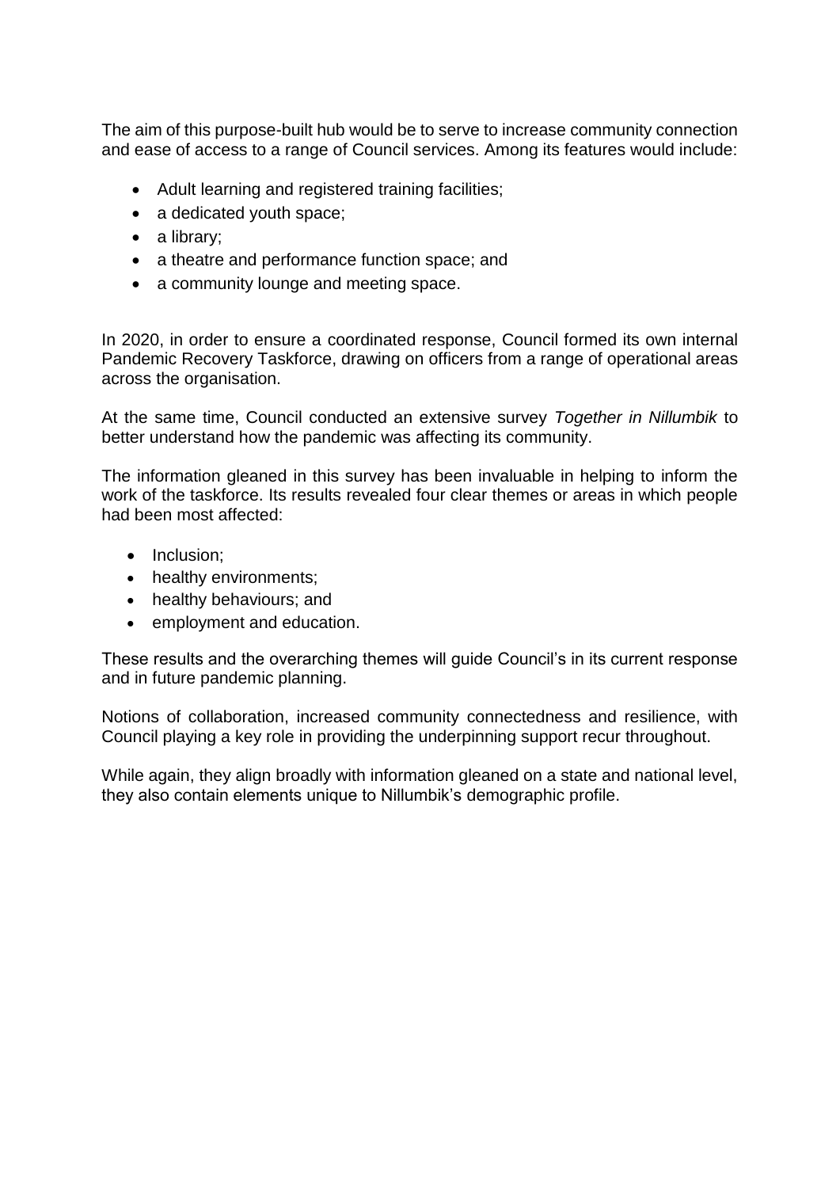The aim of this purpose-built hub would be to serve to increase community connection and ease of access to a range of Council services. Among its features would include:

- Adult learning and registered training facilities;
- a dedicated youth space;
- a library;
- a theatre and performance function space; and
- a community lounge and meeting space.

In 2020, in order to ensure a coordinated response, Council formed its own internal Pandemic Recovery Taskforce, drawing on officers from a range of operational areas across the organisation.

At the same time, Council conducted an extensive survey *Together in Nillumbik* to better understand how the pandemic was affecting its community.

The information gleaned in this survey has been invaluable in helping to inform the work of the taskforce. Its results revealed four clear themes or areas in which people had been most affected:

- Inclusion;
- healthy environments;
- healthy behaviours; and
- employment and education.

These results and the overarching themes will guide Council's in its current response and in future pandemic planning.

Notions of collaboration, increased community connectedness and resilience, with Council playing a key role in providing the underpinning support recur throughout.

While again, they align broadly with information gleaned on a state and national level, they also contain elements unique to Nillumbik's demographic profile.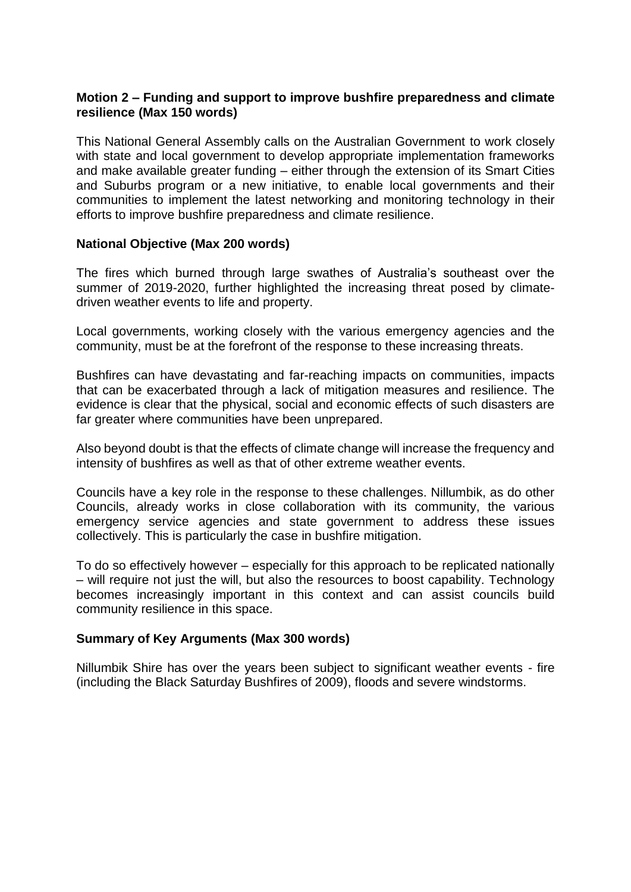**Motion 2 – Funding and support to improve bushfire preparedness and climate resilience (Max 150 words)**

This National General Assembly calls on the Australian Government to work closely with state and local government to develop appropriate implementation frameworks and make available greater funding – either through the extension of its Smart Cities and Suburbs program or a new initiative, to enable local governments and their communities to implement the latest networking and monitoring technology in their efforts to improve bushfire preparedness and climate resilience.

**National Objective (Max 200 words)**

The fires which burned through large swathes of Australia's southeast over the summer of 2019-2020, further highlighted the increasing threat posed by climate-driven weather events to life and property.

Local governments, working closely with the various emergency agencies and the community, must be at the forefront of the response to these increasing threats.

Bushfires can have devastating and far-reaching impacts on communities, impacts that can be exacerbated through a lack of mitigation measures and resilience. The evidence is clear that the physical, social and economic effects of such disasters are far greater where communities have been unprepared.

Also beyond doubt is that the effects of climate change will increase the frequency and intensity of bushfires as well as that of other extreme weather events.

Councils have a key role in the response to these challenges. Nillumbik, as do other Councils, already works in close collaboration with its community, the various emergency service agencies and state government to address these issues collectively. This is particularly the case in bushfire mitigation.

To do so effectively however – especially for this approach to be replicated nationally – will require not just the will, but also the resources to boost capability. Technology becomes increasingly important in this context and can assist councils build community resilience in this space.

**Summary of Key Arguments (Max 300 words)**

Nillumbik Shire has over the years been subject to significant weather events - fire (including the Black Saturday Bushfires of 2009), floods and severe windstorms.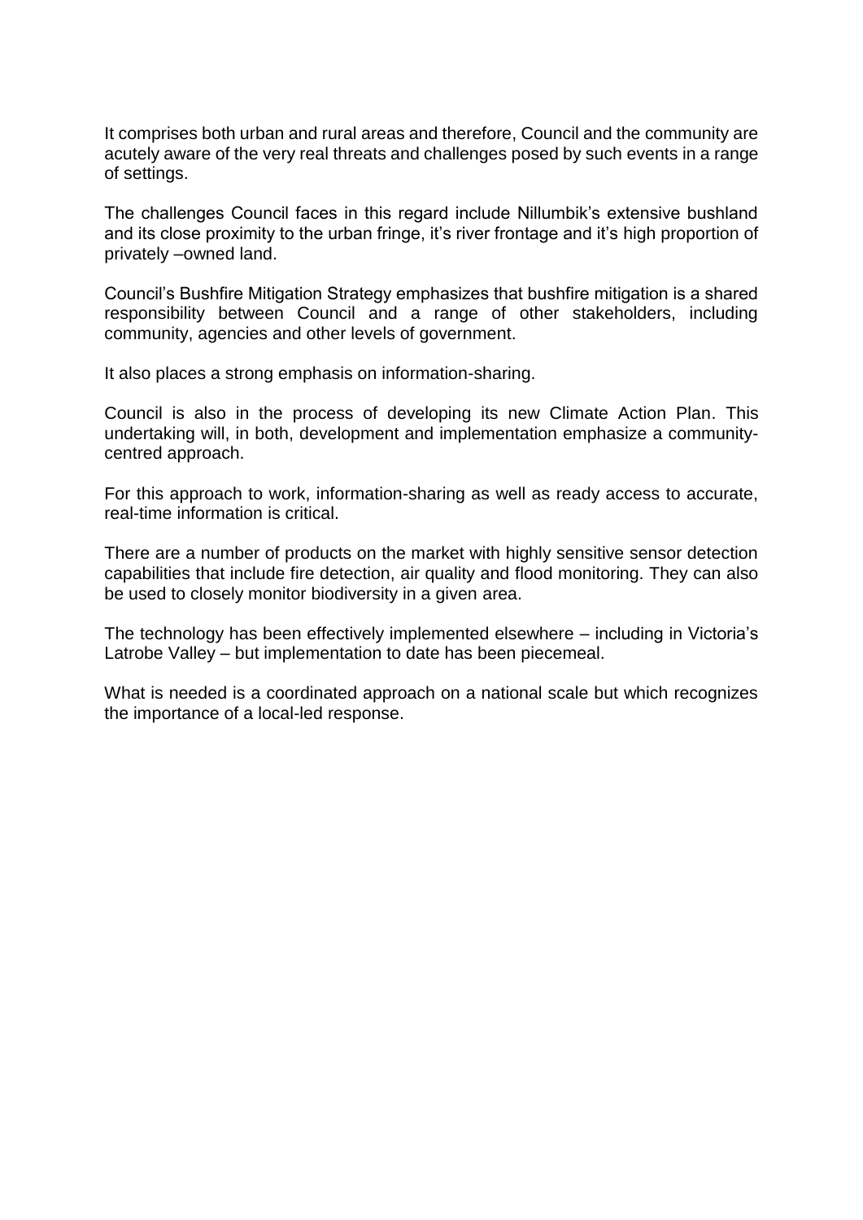It comprises both urban and rural areas and therefore, Council and the community are acutely aware of the very real threats and challenges posed by such events in a range of settings.

The challenges Council faces in this regard include Nillumbik's extensive bushland and its close proximity to the urban fringe, it's river frontage and it's high proportion of privately –owned land.

Council's Bushfire Mitigation Strategy emphasizes that bushfire mitigation is a shared responsibility between Council and a range of other stakeholders, including community, agencies and other levels of government.

It also places a strong emphasis on information-sharing.

Council is also in the process of developing its new Climate Action Plan. This undertaking will, in both, development and implementation emphasize a community-centred approach.

For this approach to work, information-sharing as well as ready access to accurate, real-time information is critical.

There are a number of products on the market with highly sensitive sensor detection capabilities that include fire detection, air quality and flood monitoring. They can also be used to closely monitor biodiversity in a given area.

The technology has been effectively implemented elsewhere – including in Victoria's Latrobe Valley – but implementation to date has been piecemeal.

What is needed is a coordinated approach on a national scale but which recognizes the importance of a local-led response.